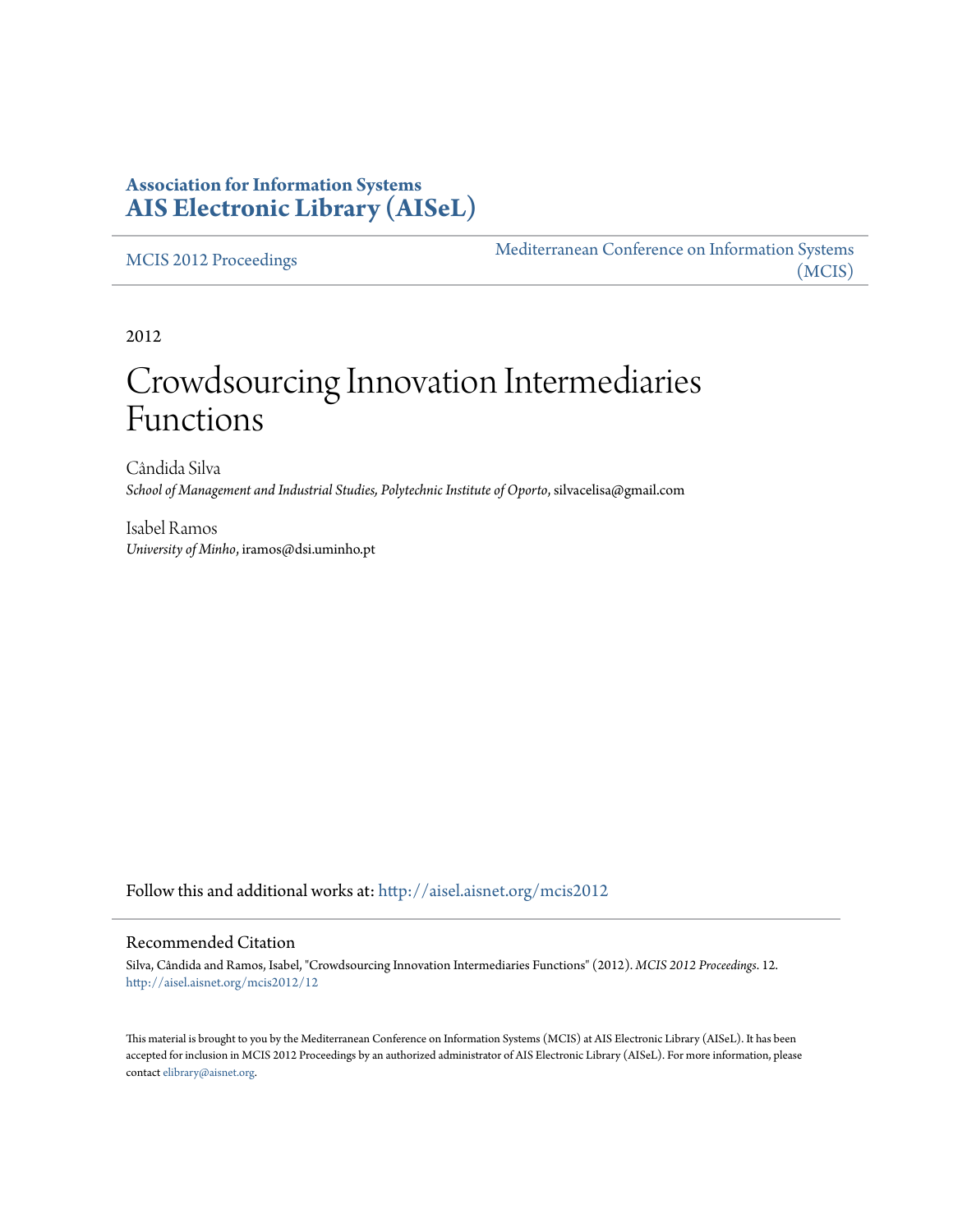**Association for Information Systems**
**AIS Electronic Library (AISeL)**

MCIS 2012 Proceedings

Mediterranean Conference on Information Systems (MCIS)

2012

# Crowdsourcing Innovation Intermediaries Functions

Cândida Silva
*School of Management and Industrial Studies, Polytechnic Institute of Oporto*, silvacelisa@gmail.com

Isabel Ramos
*University of Minho*, iramos@dsi.uminho.pt

Follow this and additional works at: http://aisel.aisnet.org/mcis2012

## Recommended Citation

Silva, Cândida and Ramos, Isabel, "Crowdsourcing Innovation Intermediaries Functions" (2012). *MCIS 2012 Proceedings*. 12.
http://aisel.aisnet.org/mcis2012/12

This material is brought to you by the Mediterranean Conference on Information Systems (MCIS) at AIS Electronic Library (AISeL). It has been accepted for inclusion in MCIS 2012 Proceedings by an authorized administrator of AIS Electronic Library (AISeL). For more information, please contact elibrary@aisnet.org.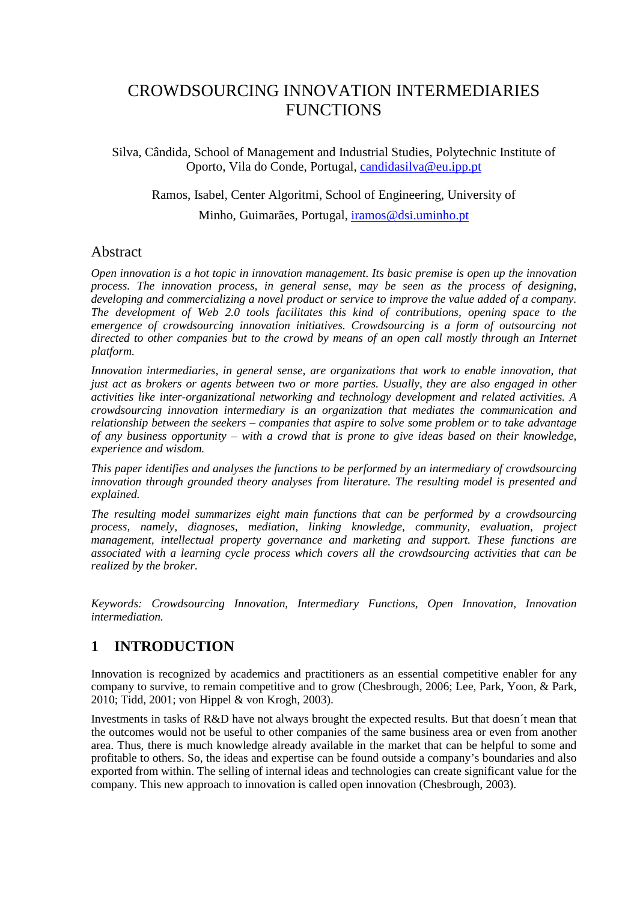# CROWDSOURCING INNOVATION INTERMEDIARIES FUNCTIONS

Silva, Cândida, School of Management and Industrial Studies, Polytechnic Institute of Oporto, Vila do Conde, Portugal, candidasilva@eu.ipp.pt

Ramos, Isabel, Center Algoritmi, School of Engineering, University of Minho, Guimarães, Portugal, iramos@dsi.uminho.pt

## Abstract

*Open innovation is a hot topic in innovation management. Its basic premise is open up the innovation process. The innovation process, in general sense, may be seen as the process of designing, developing and commercializing a novel product or service to improve the value added of a company. The development of Web 2.0 tools facilitates this kind of contributions, opening space to the emergence of crowdsourcing innovation initiatives. Crowdsourcing is a form of outsourcing not directed to other companies but to the crowd by means of an open call mostly through an Internet platform.*

*Innovation intermediaries, in general sense, are organizations that work to enable innovation, that just act as brokers or agents between two or more parties. Usually, they are also engaged in other activities like inter-organizational networking and technology development and related activities. A crowdsourcing innovation intermediary is an organization that mediates the communication and relationship between the seekers – companies that aspire to solve some problem or to take advantage of any business opportunity – with a crowd that is prone to give ideas based on their knowledge, experience and wisdom.*

*This paper identifies and analyses the functions to be performed by an intermediary of crowdsourcing innovation through grounded theory analyses from literature. The resulting model is presented and explained.*

*The resulting model summarizes eight main functions that can be performed by a crowdsourcing process, namely, diagnoses, mediation, linking knowledge, community, evaluation, project management, intellectual property governance and marketing and support. These functions are associated with a learning cycle process which covers all the crowdsourcing activities that can be realized by the broker.*

*Keywords: Crowdsourcing Innovation, Intermediary Functions, Open Innovation, Innovation intermediation.*

## 1 INTRODUCTION

Innovation is recognized by academics and practitioners as an essential competitive enabler for any company to survive, to remain competitive and to grow (Chesbrough, 2006; Lee, Park, Yoon, & Park, 2010; Tidd, 2001; von Hippel & von Krogh, 2003).

Investments in tasks of R&D have not always brought the expected results. But that doesn´t mean that the outcomes would not be useful to other companies of the same business area or even from another area. Thus, there is much knowledge already available in the market that can be helpful to some and profitable to others. So, the ideas and expertise can be found outside a company's boundaries and also exported from within. The selling of internal ideas and technologies can create significant value for the company. This new approach to innovation is called open innovation (Chesbrough, 2003).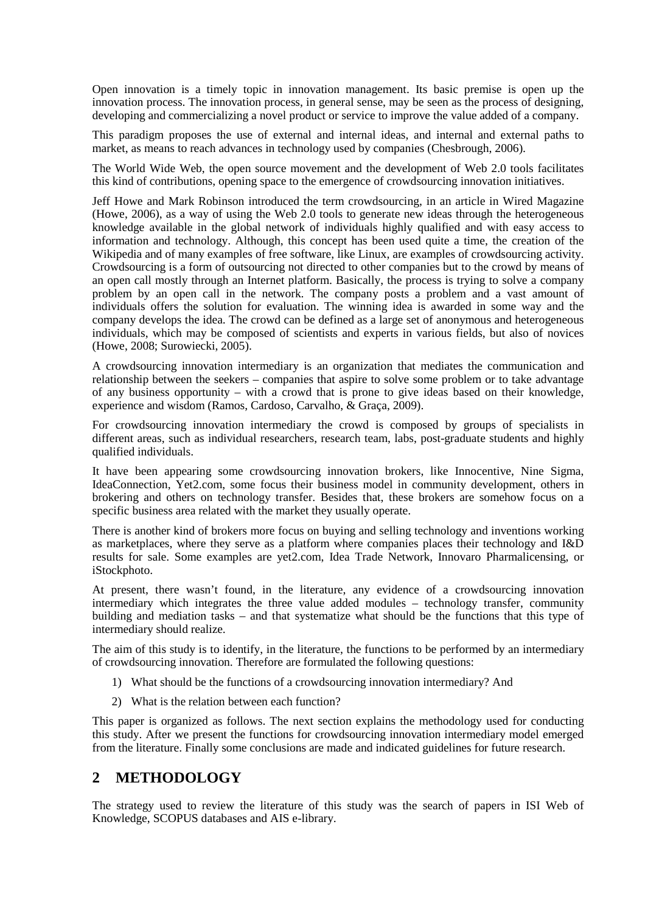Open innovation is a timely topic in innovation management. Its basic premise is open up the innovation process. The innovation process, in general sense, may be seen as the process of designing, developing and commercializing a novel product or service to improve the value added of a company.

This paradigm proposes the use of external and internal ideas, and internal and external paths to market, as means to reach advances in technology used by companies (Chesbrough, 2006).

The World Wide Web, the open source movement and the development of Web 2.0 tools facilitates this kind of contributions, opening space to the emergence of crowdsourcing innovation initiatives.

Jeff Howe and Mark Robinson introduced the term crowdsourcing, in an article in Wired Magazine (Howe, 2006), as a way of using the Web 2.0 tools to generate new ideas through the heterogeneous knowledge available in the global network of individuals highly qualified and with easy access to information and technology. Although, this concept has been used quite a time, the creation of the Wikipedia and of many examples of free software, like Linux, are examples of crowdsourcing activity. Crowdsourcing is a form of outsourcing not directed to other companies but to the crowd by means of an open call mostly through an Internet platform. Basically, the process is trying to solve a company problem by an open call in the network. The company posts a problem and a vast amount of individuals offers the solution for evaluation. The winning idea is awarded in some way and the company develops the idea. The crowd can be defined as a large set of anonymous and heterogeneous individuals, which may be composed of scientists and experts in various fields, but also of novices (Howe, 2008; Surowiecki, 2005).

A crowdsourcing innovation intermediary is an organization that mediates the communication and relationship between the seekers – companies that aspire to solve some problem or to take advantage of any business opportunity – with a crowd that is prone to give ideas based on their knowledge, experience and wisdom (Ramos, Cardoso, Carvalho, & Graça, 2009).

For crowdsourcing innovation intermediary the crowd is composed by groups of specialists in different areas, such as individual researchers, research team, labs, post-graduate students and highly qualified individuals.

It have been appearing some crowdsourcing innovation brokers, like Innocentive, Nine Sigma, IdeaConnection, Yet2.com, some focus their business model in community development, others in brokering and others on technology transfer. Besides that, these brokers are somehow focus on a specific business area related with the market they usually operate.

There is another kind of brokers more focus on buying and selling technology and inventions working as marketplaces, where they serve as a platform where companies places their technology and I&D results for sale. Some examples are yet2.com, Idea Trade Network, Innovaro Pharmalicensing, or iStockphoto.

At present, there wasn't found, in the literature, any evidence of a crowdsourcing innovation intermediary which integrates the three value added modules – technology transfer, community building and mediation tasks – and that systematize what should be the functions that this type of intermediary should realize.

The aim of this study is to identify, in the literature, the functions to be performed by an intermediary of crowdsourcing innovation. Therefore are formulated the following questions:

1) What should be the functions of a crowdsourcing innovation intermediary? And
2) What is the relation between each function?

This paper is organized as follows. The next section explains the methodology used for conducting this study. After we present the functions for crowdsourcing innovation intermediary model emerged from the literature. Finally some conclusions are made and indicated guidelines for future research.

## 2 METHODOLOGY

The strategy used to review the literature of this study was the search of papers in ISI Web of Knowledge, SCOPUS databases and AIS e-library.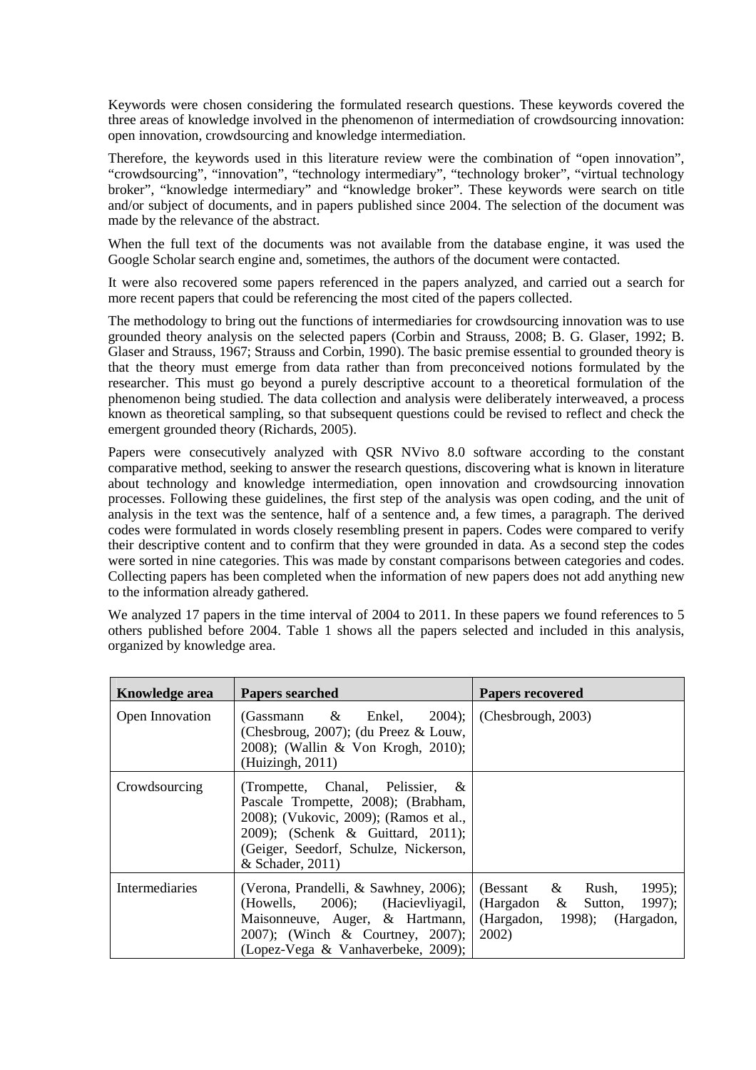Keywords were chosen considering the formulated research questions. These keywords covered the three areas of knowledge involved in the phenomenon of intermediation of crowdsourcing innovation: open innovation, crowdsourcing and knowledge intermediation.

Therefore, the keywords used in this literature review were the combination of "open innovation", "crowdsourcing", "innovation", "technology intermediary", "technology broker", "virtual technology broker", "knowledge intermediary" and "knowledge broker". These keywords were search on title and/or subject of documents, and in papers published since 2004. The selection of the document was made by the relevance of the abstract.

When the full text of the documents was not available from the database engine, it was used the Google Scholar search engine and, sometimes, the authors of the document were contacted.

It were also recovered some papers referenced in the papers analyzed, and carried out a search for more recent papers that could be referencing the most cited of the papers collected.

The methodology to bring out the functions of intermediaries for crowdsourcing innovation was to use grounded theory analysis on the selected papers (Corbin and Strauss, 2008; B. G. Glaser, 1992; B. Glaser and Strauss, 1967; Strauss and Corbin, 1990). The basic premise essential to grounded theory is that the theory must emerge from data rather than from preconceived notions formulated by the researcher. This must go beyond a purely descriptive account to a theoretical formulation of the phenomenon being studied. The data collection and analysis were deliberately interweaved, a process known as theoretical sampling, so that subsequent questions could be revised to reflect and check the emergent grounded theory (Richards, 2005).

Papers were consecutively analyzed with QSR NVivo 8.0 software according to the constant comparative method, seeking to answer the research questions, discovering what is known in literature about technology and knowledge intermediation, open innovation and crowdsourcing innovation processes. Following these guidelines, the first step of the analysis was open coding, and the unit of analysis in the text was the sentence, half of a sentence and, a few times, a paragraph. The derived codes were formulated in words closely resembling present in papers. Codes were compared to verify their descriptive content and to confirm that they were grounded in data. As a second step the codes were sorted in nine categories. This was made by constant comparisons between categories and codes. Collecting papers has been completed when the information of new papers does not add anything new to the information already gathered.

We analyzed 17 papers in the time interval of 2004 to 2011. In these papers we found references to 5 others published before 2004. Table 1 shows all the papers selected and included in this analysis, organized by knowledge area.

| Knowledge area | Papers searched | Papers recovered |
|---|---|---|
| Open Innovation | (Gassmann & Enkel, 2004); (Chesbroug, 2007); (du Preez & Louw, 2008); (Wallin & Von Krogh, 2010); (Huizingh, 2011) | (Chesbrough, 2003) |
| Crowdsourcing | (Trompette, Chanal, Pelissier, & Pascale Trompette, 2008); (Brabham, 2008); (Vukovic, 2009); (Ramos et al., 2009); (Schenk & Guittard, 2011); (Geiger, Seedorf, Schulze, Nickerson, & Schader, 2011) | |
| Intermediaries | (Verona, Prandelli, & Sawhney, 2006); (Howells, 2006); (Hacievliyagil, Maisonneuve, Auger, & Hartmann, 2007); (Winch & Courtney, 2007); (Lopez-Vega & Vanhaverbeke, 2009); | (Bessant & Rush, 1995); (Hargadon & Sutton, 1997); (Hargadon, 1998); (Hargadon, 2002) |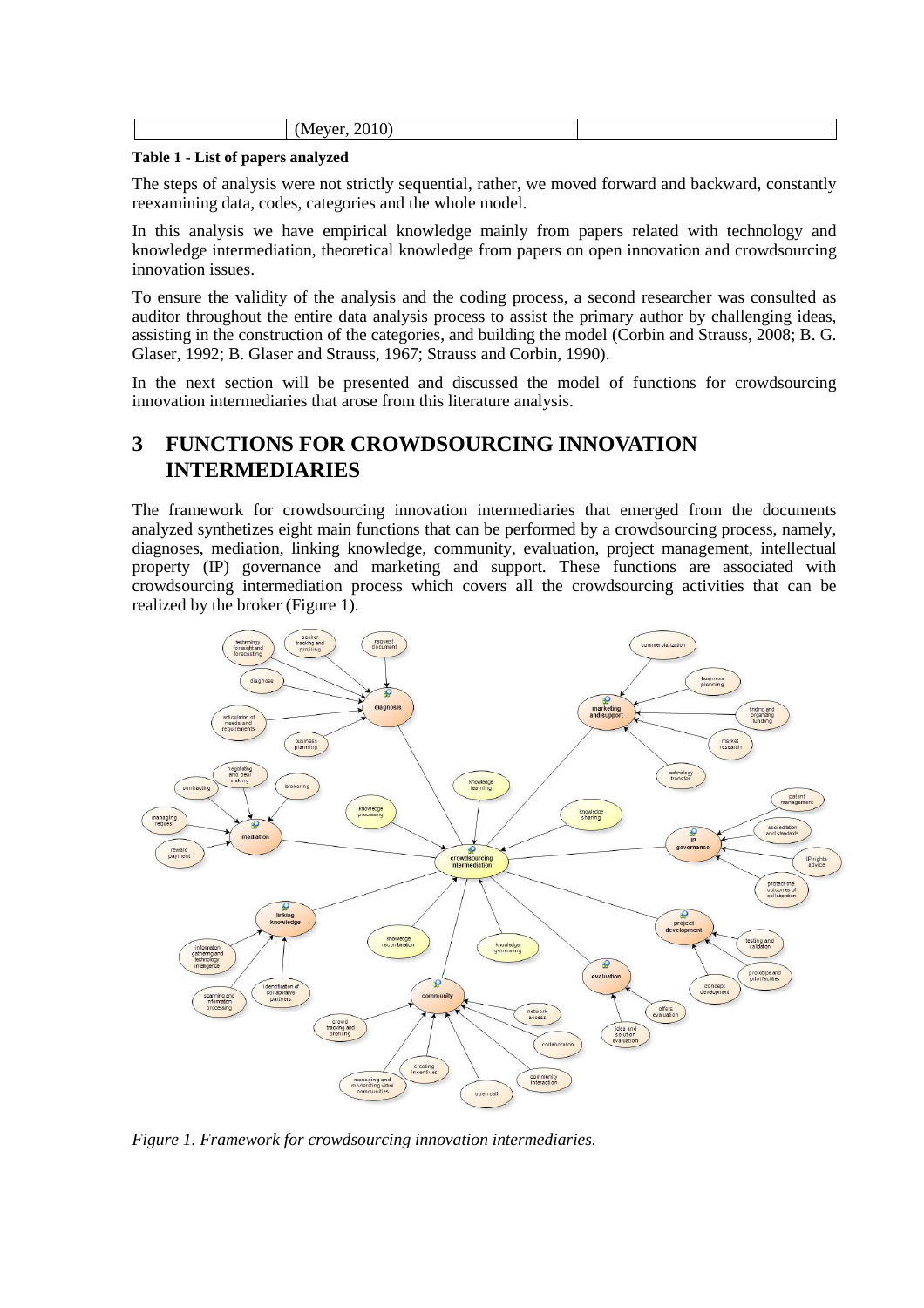| | (Meyer, 2010) | |
|---|---|---|

**Table 1 - List of papers analyzed**

The steps of analysis were not strictly sequential, rather, we moved forward and backward, constantly reexamining data, codes, categories and the whole model.

In this analysis we have empirical knowledge mainly from papers related with technology and knowledge intermediation, theoretical knowledge from papers on open innovation and crowdsourcing innovation issues.

To ensure the validity of the analysis and the coding process, a second researcher was consulted as auditor throughout the entire data analysis process to assist the primary author by challenging ideas, assisting in the construction of the categories, and building the model (Corbin and Strauss, 2008; B. G. Glaser, 1992; B. Glaser and Strauss, 1967; Strauss and Corbin, 1990).

In the next section will be presented and discussed the model of functions for crowdsourcing innovation intermediaries that arose from this literature analysis.

# 3 FUNCTIONS FOR CROWDSOURCING INNOVATION INTERMEDIARIES

The framework for crowdsourcing innovation intermediaries that emerged from the documents analyzed synthetizes eight main functions that can be performed by a crowdsourcing process, namely, diagnoses, mediation, linking knowledge, community, evaluation, project management, intellectual property (IP) governance and marketing and support. These functions are associated with crowdsourcing intermediation process which covers all the crowdsourcing activities that can be realized by the broker (Figure 1).

*Figure 1. Framework for crowdsourcing innovation intermediaries.*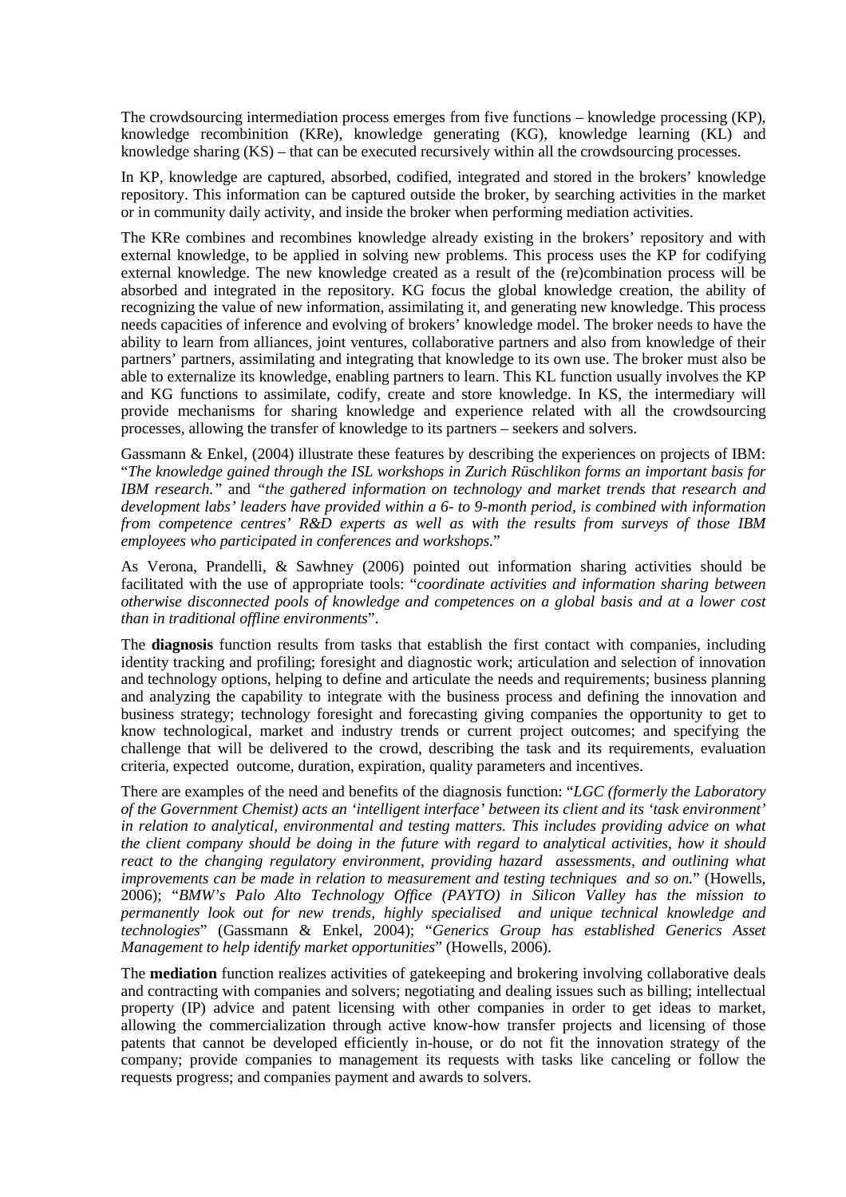The crowdsourcing intermediation process emerges from five functions – knowledge processing (KP), knowledge recombinition (KRe), knowledge generating (KG), knowledge learning (KL) and knowledge sharing (KS) – that can be executed recursively within all the crowdsourcing processes.

In KP, knowledge are captured, absorbed, codified, integrated and stored in the brokers' knowledge repository. This information can be captured outside the broker, by searching activities in the market or in community daily activity, and inside the broker when performing mediation activities.

The KRe combines and recombines knowledge already existing in the brokers' repository and with external knowledge, to be applied in solving new problems. This process uses the KP for codifying external knowledge. The new knowledge created as a result of the (re)combination process will be absorbed and integrated in the repository. KG focus the global knowledge creation, the ability of recognizing the value of new information, assimilating it, and generating new knowledge. This process needs capacities of inference and evolving of brokers' knowledge model. The broker needs to have the ability to learn from alliances, joint ventures, collaborative partners and also from knowledge of their partners' partners, assimilating and integrating that knowledge to its own use. The broker must also be able to externalize its knowledge, enabling partners to learn. This KL function usually involves the KP and KG functions to assimilate, codify, create and store knowledge. In KS, the intermediary will provide mechanisms for sharing knowledge and experience related with all the crowdsourcing processes, allowing the transfer of knowledge to its partners – seekers and solvers.

Gassmann & Enkel, (2004) illustrate these features by describing the experiences on projects of IBM: "*The knowledge gained through the ISL workshops in Zurich Rüschlikon forms an important basis for IBM research."* and *"the gathered information on technology and market trends that research and development labs' leaders have provided within a 6- to 9-month period, is combined with information from competence centres' R&D experts as well as with the results from surveys of those IBM employees who participated in conferences and workshops.*"

As Verona, Prandelli, & Sawhney (2006) pointed out information sharing activities should be facilitated with the use of appropriate tools: "*coordinate activities and information sharing between otherwise disconnected pools of knowledge and competences on a global basis and at a lower cost than in traditional offline environments*".

The **diagnosis** function results from tasks that establish the first contact with companies, including identity tracking and profiling; foresight and diagnostic work; articulation and selection of innovation and technology options, helping to define and articulate the needs and requirements; business planning and analyzing the capability to integrate with the business process and defining the innovation and business strategy; technology foresight and forecasting giving companies the opportunity to get to know technological, market and industry trends or current project outcomes; and specifying the challenge that will be delivered to the crowd, describing the task and its requirements, evaluation criteria, expected outcome, duration, expiration, quality parameters and incentives.

There are examples of the need and benefits of the diagnosis function: "*LGC (formerly the Laboratory of the Government Chemist) acts an 'intelligent interface' between its client and its 'task environment' in relation to analytical, environmental and testing matters. This includes providing advice on what the client company should be doing in the future with regard to analytical activities, how it should react to the changing regulatory environment, providing hazard assessments, and outlining what improvements can be made in relation to measurement and testing techniques and so on.*" (Howells, 2006); "*BMW's Palo Alto Technology Office (PAYTO) in Silicon Valley has the mission to permanently look out for new trends, highly specialised and unique technical knowledge and technologies*" (Gassmann & Enkel, 2004); "*Generics Group has established Generics Asset Management to help identify market opportunities*" (Howells, 2006).

The **mediation** function realizes activities of gatekeeping and brokering involving collaborative deals and contracting with companies and solvers; negotiating and dealing issues such as billing; intellectual property (IP) advice and patent licensing with other companies in order to get ideas to market, allowing the commercialization through active know-how transfer projects and licensing of those patents that cannot be developed efficiently in-house, or do not fit the innovation strategy of the company; provide companies to management its requests with tasks like canceling or follow the requests progress; and companies payment and awards to solvers.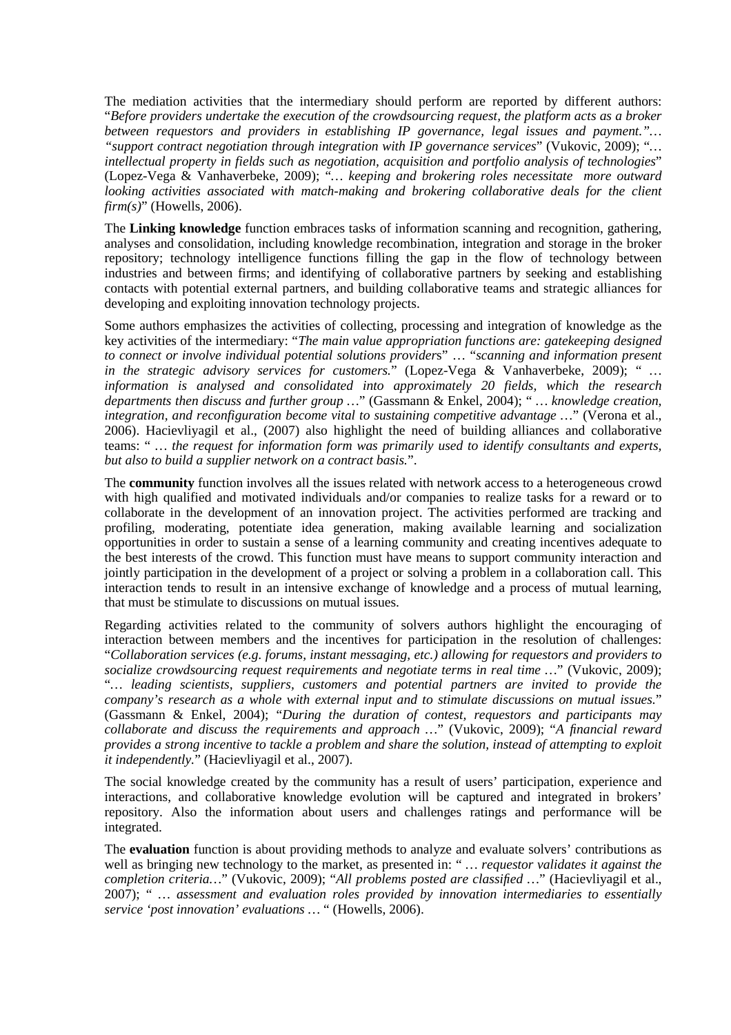The mediation activities that the intermediary should perform are reported by different authors: "*Before providers undertake the execution of the crowdsourcing request, the platform acts as a broker between requestors and providers in establishing IP governance, legal issues and payment."… "support contract negotiation through integration with IP governance services*" (Vukovic, 2009); "*… intellectual property in fields such as negotiation, acquisition and portfolio analysis of technologies*" (Lopez-Vega & Vanhaverbeke, 2009); "*… keeping and brokering roles necessitate more outward looking activities associated with match-making and brokering collaborative deals for the client firm(s)*" (Howells, 2006).

The **Linking knowledge** function embraces tasks of information scanning and recognition, gathering, analyses and consolidation, including knowledge recombination, integration and storage in the broker repository; technology intelligence functions filling the gap in the flow of technology between industries and between firms; and identifying of collaborative partners by seeking and establishing contacts with potential external partners, and building collaborative teams and strategic alliances for developing and exploiting innovation technology projects.

Some authors emphasizes the activities of collecting, processing and integration of knowledge as the key activities of the intermediary: "*The main value appropriation functions are: gatekeeping designed to connect or involve individual potential solutions provider*s" … "*scanning and information present in the strategic advisory services for customers.*" (Lopez-Vega & Vanhaverbeke, 2009); " *… information is analysed and consolidated into approximately 20 fields, which the research departments then discuss and further group …*" (Gassmann & Enkel, 2004); " *… knowledge creation, integration, and reconfiguration become vital to sustaining competitive advantage …*" (Verona et al., 2006). Hacievliyagil et al., (2007) also highlight the need of building alliances and collaborative teams: " *… the request for information form was primarily used to identify consultants and experts, but also to build a supplier network on a contract basis.*".

The **community** function involves all the issues related with network access to a heterogeneous crowd with high qualified and motivated individuals and/or companies to realize tasks for a reward or to collaborate in the development of an innovation project. The activities performed are tracking and profiling, moderating, potentiate idea generation, making available learning and socialization opportunities in order to sustain a sense of a learning community and creating incentives adequate to the best interests of the crowd. This function must have means to support community interaction and jointly participation in the development of a project or solving a problem in a collaboration call. This interaction tends to result in an intensive exchange of knowledge and a process of mutual learning, that must be stimulate to discussions on mutual issues.

Regarding activities related to the community of solvers authors highlight the encouraging of interaction between members and the incentives for participation in the resolution of challenges: "*Collaboration services (e.g. forums, instant messaging, etc.) allowing for requestors and providers to socialize crowdsourcing request requirements and negotiate terms in real time …*" (Vukovic, 2009); "*… leading scientists, suppliers, customers and potential partners are invited to provide the company's research as a whole with external input and to stimulate discussions on mutual issues.*" (Gassmann & Enkel, 2004); "*During the duration of contest, requestors and participants may collaborate and discuss the requirements and approach …*" (Vukovic, 2009); "*A financial reward provides a strong incentive to tackle a problem and share the solution, instead of attempting to exploit it independently.*" (Hacievliyagil et al., 2007).

The social knowledge created by the community has a result of users' participation, experience and interactions, and collaborative knowledge evolution will be captured and integrated in brokers' repository. Also the information about users and challenges ratings and performance will be integrated.

The **evaluation** function is about providing methods to analyze and evaluate solvers' contributions as well as bringing new technology to the market, as presented in: " *… requestor validates it against the completion criteria…*" (Vukovic, 2009); "*All problems posted are classified …*" (Hacievliyagil et al., 2007); " *… assessment and evaluation roles provided by innovation intermediaries to essentially service 'post innovation' evaluations …* " (Howells, 2006).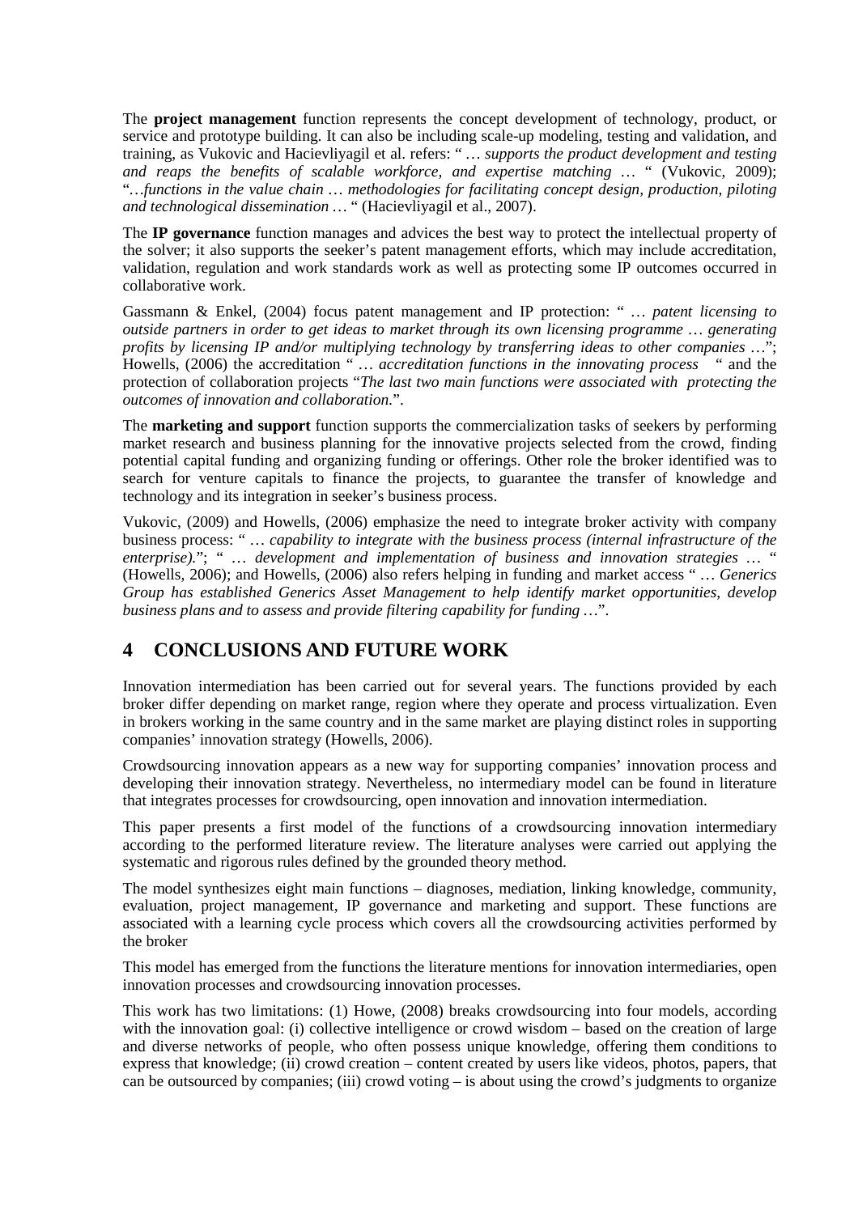The **project management** function represents the concept development of technology, product, or service and prototype building. It can also be including scale-up modeling, testing and validation, and training, as Vukovic and Hacievliyagil et al. refers: " … *supports the product development and testing and reaps the benefits of scalable workforce, and expertise matching* … " (Vukovic, 2009); "…*functions in the value chain … methodologies for facilitating concept design, production, piloting and technological dissemination* … " (Hacievliyagil et al., 2007).

The **IP governance** function manages and advices the best way to protect the intellectual property of the solver; it also supports the seeker's patent management efforts, which may include accreditation, validation, regulation and work standards work as well as protecting some IP outcomes occurred in collaborative work.

Gassmann & Enkel, (2004) focus patent management and IP protection: " … *patent licensing to outside partners in order to get ideas to market through its own licensing programme … generating profits by licensing IP and/or multiplying technology by transferring ideas to other companies* …"; Howells, (2006) the accreditation " … *accreditation functions in the innovating process* " and the protection of collaboration projects "*The last two main functions were associated with protecting the outcomes of innovation and collaboration.*".

The **marketing and support** function supports the commercialization tasks of seekers by performing market research and business planning for the innovative projects selected from the crowd, finding potential capital funding and organizing funding or offerings. Other role the broker identified was to search for venture capitals to finance the projects, to guarantee the transfer of knowledge and technology and its integration in seeker's business process.

Vukovic, (2009) and Howells, (2006) emphasize the need to integrate broker activity with company business process: " … *capability to integrate with the business process (internal infrastructure of the enterprise).*"; " … *development and implementation of business and innovation strategies* … " (Howells, 2006); and Howells, (2006) also refers helping in funding and market access " … *Generics Group has established Generics Asset Management to help identify market opportunities, develop business plans and to assess and provide filtering capability for funding* …".

## 4 CONCLUSIONS AND FUTURE WORK

Innovation intermediation has been carried out for several years. The functions provided by each broker differ depending on market range, region where they operate and process virtualization. Even in brokers working in the same country and in the same market are playing distinct roles in supporting companies' innovation strategy (Howells, 2006).

Crowdsourcing innovation appears as a new way for supporting companies' innovation process and developing their innovation strategy. Nevertheless, no intermediary model can be found in literature that integrates processes for crowdsourcing, open innovation and innovation intermediation.

This paper presents a first model of the functions of a crowdsourcing innovation intermediary according to the performed literature review. The literature analyses were carried out applying the systematic and rigorous rules defined by the grounded theory method.

The model synthesizes eight main functions – diagnoses, mediation, linking knowledge, community, evaluation, project management, IP governance and marketing and support. These functions are associated with a learning cycle process which covers all the crowdsourcing activities performed by the broker

This model has emerged from the functions the literature mentions for innovation intermediaries, open innovation processes and crowdsourcing innovation processes.

This work has two limitations: (1) Howe, (2008) breaks crowdsourcing into four models, according with the innovation goal: (i) collective intelligence or crowd wisdom – based on the creation of large and diverse networks of people, who often possess unique knowledge, offering them conditions to express that knowledge; (ii) crowd creation – content created by users like videos, photos, papers, that can be outsourced by companies; (iii) crowd voting – is about using the crowd's judgments to organize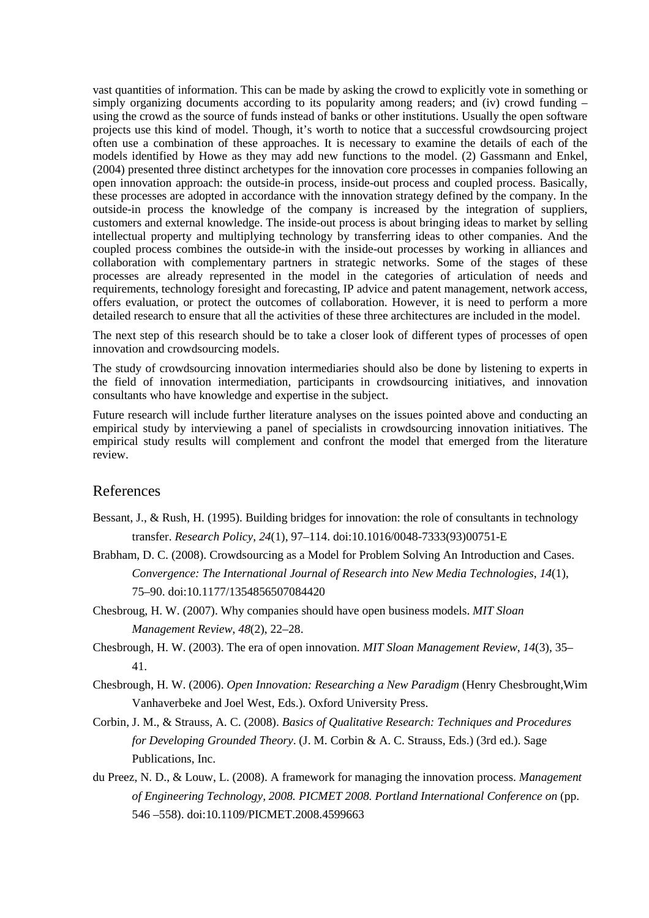vast quantities of information. This can be made by asking the crowd to explicitly vote in something or simply organizing documents according to its popularity among readers; and (iv) crowd funding – using the crowd as the source of funds instead of banks or other institutions. Usually the open software projects use this kind of model. Though, it's worth to notice that a successful crowdsourcing project often use a combination of these approaches. It is necessary to examine the details of each of the models identified by Howe as they may add new functions to the model. (2) Gassmann and Enkel, (2004) presented three distinct archetypes for the innovation core processes in companies following an open innovation approach: the outside-in process, inside-out process and coupled process. Basically, these processes are adopted in accordance with the innovation strategy defined by the company. In the outside-in process the knowledge of the company is increased by the integration of suppliers, customers and external knowledge. The inside-out process is about bringing ideas to market by selling intellectual property and multiplying technology by transferring ideas to other companies. And the coupled process combines the outside-in with the inside-out processes by working in alliances and collaboration with complementary partners in strategic networks. Some of the stages of these processes are already represented in the model in the categories of articulation of needs and requirements, technology foresight and forecasting, IP advice and patent management, network access, offers evaluation, or protect the outcomes of collaboration. However, it is need to perform a more detailed research to ensure that all the activities of these three architectures are included in the model.

The next step of this research should be to take a closer look of different types of processes of open innovation and crowdsourcing models.

The study of crowdsourcing innovation intermediaries should also be done by listening to experts in the field of innovation intermediation, participants in crowdsourcing initiatives, and innovation consultants who have knowledge and expertise in the subject.

Future research will include further literature analyses on the issues pointed above and conducting an empirical study by interviewing a panel of specialists in crowdsourcing innovation initiatives. The empirical study results will complement and confront the model that emerged from the literature review.

## References

Bessant, J., & Rush, H. (1995). Building bridges for innovation: the role of consultants in technology transfer. *Research Policy*, *24*(1), 97–114. doi:10.1016/0048-7333(93)00751-E

Brabham, D. C. (2008). Crowdsourcing as a Model for Problem Solving An Introduction and Cases. *Convergence: The International Journal of Research into New Media Technologies*, *14*(1), 75–90. doi:10.1177/1354856507084420

Chesbroug, H. W. (2007). Why companies should have open business models. *MIT Sloan Management Review*, *48*(2), 22–28.

Chesbrough, H. W. (2003). The era of open innovation. *MIT Sloan Management Review*, *14*(3), 35–41.

Chesbrough, H. W. (2006). *Open Innovation: Researching a New Paradigm* (Henry Chesbrought,Wim Vanhaverbeke and Joel West, Eds.). Oxford University Press.

Corbin, J. M., & Strauss, A. C. (2008). *Basics of Qualitative Research: Techniques and Procedures for Developing Grounded Theory*. (J. M. Corbin & A. C. Strauss, Eds.) (3rd ed.). Sage Publications, Inc.

du Preez, N. D., & Louw, L. (2008). A framework for managing the innovation process. *Management of Engineering Technology, 2008. PICMET 2008. Portland International Conference on* (pp. 546 –558). doi:10.1109/PICMET.2008.4599663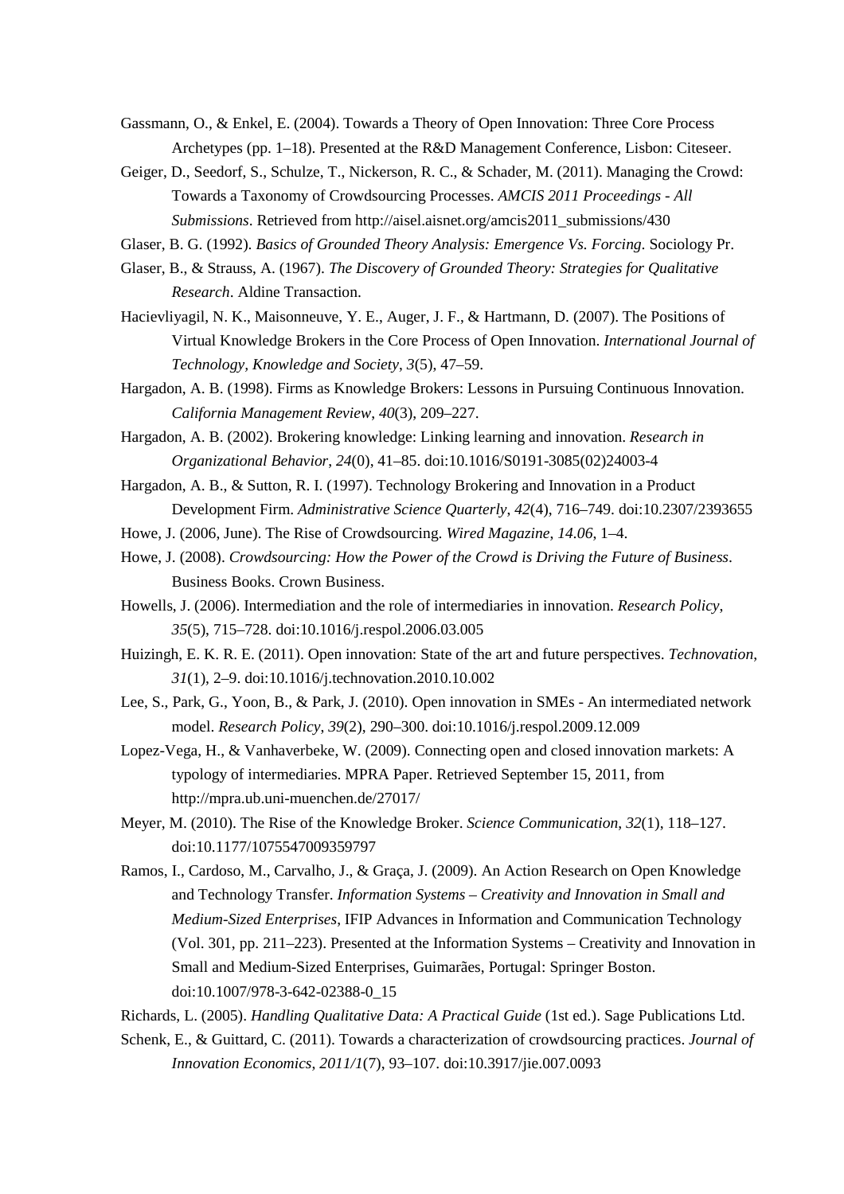Gassmann, O., & Enkel, E. (2004). Towards a Theory of Open Innovation: Three Core Process Archetypes (pp. 1–18). Presented at the R&D Management Conference, Lisbon: Citeseer.

Geiger, D., Seedorf, S., Schulze, T., Nickerson, R. C., & Schader, M. (2011). Managing the Crowd: Towards a Taxonomy of Crowdsourcing Processes. *AMCIS 2011 Proceedings - All Submissions*. Retrieved from http://aisel.aisnet.org/amcis2011_submissions/430

Glaser, B. G. (1992). *Basics of Grounded Theory Analysis: Emergence Vs. Forcing*. Sociology Pr.

Glaser, B., & Strauss, A. (1967). *The Discovery of Grounded Theory: Strategies for Qualitative Research*. Aldine Transaction.

Hacievliyagil, N. K., Maisonneuve, Y. E., Auger, J. F., & Hartmann, D. (2007). The Positions of Virtual Knowledge Brokers in the Core Process of Open Innovation. *International Journal of Technology, Knowledge and Society*, *3*(5), 47–59.

Hargadon, A. B. (1998). Firms as Knowledge Brokers: Lessons in Pursuing Continuous Innovation. *California Management Review*, *40*(3), 209–227.

Hargadon, A. B. (2002). Brokering knowledge: Linking learning and innovation. *Research in Organizational Behavior*, *24*(0), 41–85. doi:10.1016/S0191-3085(02)24003-4

Hargadon, A. B., & Sutton, R. I. (1997). Technology Brokering and Innovation in a Product Development Firm. *Administrative Science Quarterly*, *42*(4), 716–749. doi:10.2307/2393655

Howe, J. (2006, June). The Rise of Crowdsourcing. *Wired Magazine*, *14.06*, 1–4.

Howe, J. (2008). *Crowdsourcing: How the Power of the Crowd is Driving the Future of Business*. Business Books. Crown Business.

Howells, J. (2006). Intermediation and the role of intermediaries in innovation. *Research Policy*, *35*(5), 715–728. doi:10.1016/j.respol.2006.03.005

Huizingh, E. K. R. E. (2011). Open innovation: State of the art and future perspectives. *Technovation*, *31*(1), 2–9. doi:10.1016/j.technovation.2010.10.002

Lee, S., Park, G., Yoon, B., & Park, J. (2010). Open innovation in SMEs - An intermediated network model. *Research Policy*, *39*(2), 290–300. doi:10.1016/j.respol.2009.12.009

Lopez-Vega, H., & Vanhaverbeke, W. (2009). Connecting open and closed innovation markets: A typology of intermediaries. MPRA Paper. Retrieved September 15, 2011, from http://mpra.ub.uni-muenchen.de/27017/

Meyer, M. (2010). The Rise of the Knowledge Broker. *Science Communication*, *32*(1), 118–127. doi:10.1177/1075547009359797

Ramos, I., Cardoso, M., Carvalho, J., & Graça, J. (2009). An Action Research on Open Knowledge and Technology Transfer. *Information Systems – Creativity and Innovation in Small and Medium-Sized Enterprises*, IFIP Advances in Information and Communication Technology (Vol. 301, pp. 211–223). Presented at the Information Systems – Creativity and Innovation in Small and Medium-Sized Enterprises, Guimarães, Portugal: Springer Boston. doi:10.1007/978-3-642-02388-0_15

Richards, L. (2005). *Handling Qualitative Data: A Practical Guide* (1st ed.). Sage Publications Ltd.

Schenk, E., & Guittard, C. (2011). Towards a characterization of crowdsourcing practices. *Journal of Innovation Economics*, *2011/1*(7), 93–107. doi:10.3917/jie.007.0093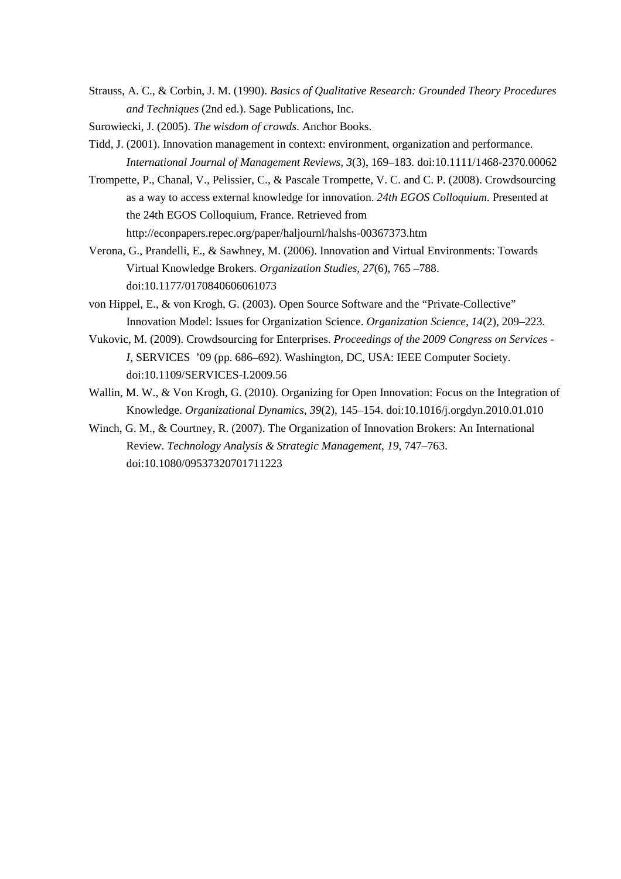Strauss, A. C., & Corbin, J. M. (1990). *Basics of Qualitative Research: Grounded Theory Procedures and Techniques* (2nd ed.). Sage Publications, Inc.

Surowiecki, J. (2005). *The wisdom of crowds*. Anchor Books.

Tidd, J. (2001). Innovation management in context: environment, organization and performance. *International Journal of Management Reviews*, *3*(3), 169–183. doi:10.1111/1468-2370.00062

Trompette, P., Chanal, V., Pelissier, C., & Pascale Trompette, V. C. and C. P. (2008). Crowdsourcing as a way to access external knowledge for innovation. *24th EGOS Colloquium*. Presented at the 24th EGOS Colloquium, France. Retrieved from http://econpapers.repec.org/paper/haljournl/halshs-00367373.htm

Verona, G., Prandelli, E., & Sawhney, M. (2006). Innovation and Virtual Environments: Towards Virtual Knowledge Brokers. *Organization Studies*, *27*(6), 765 –788. doi:10.1177/0170840606061073

von Hippel, E., & von Krogh, G. (2003). Open Source Software and the "Private-Collective" Innovation Model: Issues for Organization Science. *Organization Science*, *14*(2), 209–223.

Vukovic, M. (2009). Crowdsourcing for Enterprises. *Proceedings of the 2009 Congress on Services - I*, SERVICES '09 (pp. 686–692). Washington, DC, USA: IEEE Computer Society. doi:10.1109/SERVICES-I.2009.56

Wallin, M. W., & Von Krogh, G. (2010). Organizing for Open Innovation: Focus on the Integration of Knowledge. *Organizational Dynamics*, *39*(2), 145–154. doi:10.1016/j.orgdyn.2010.01.010

Winch, G. M., & Courtney, R. (2007). The Organization of Innovation Brokers: An International Review. *Technology Analysis & Strategic Management*, *19*, 747–763. doi:10.1080/09537320701711223